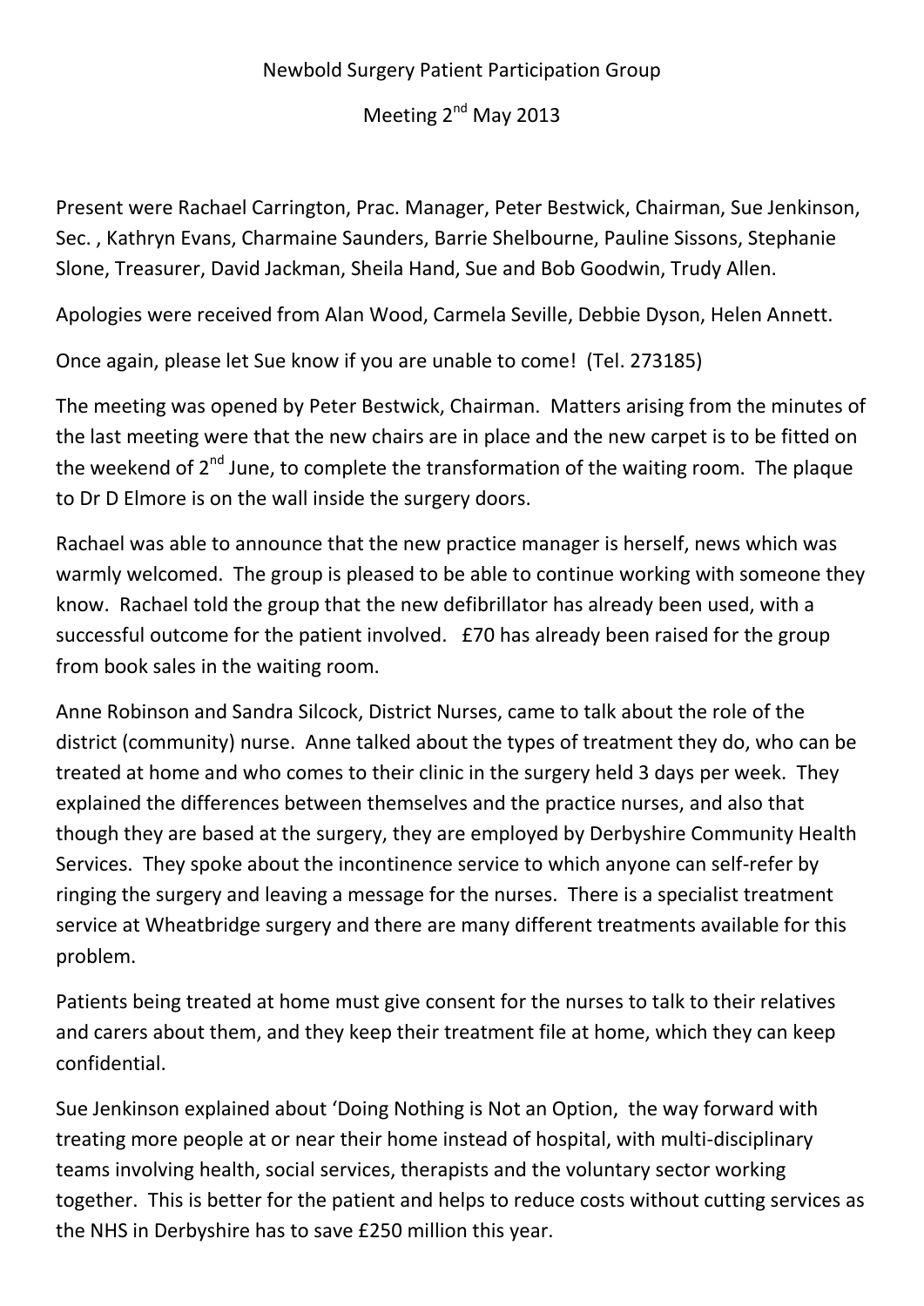Newbold Surgery Patient Participation Group

Meeting 2nd May 2013

Present were Rachael Carrington, Prac. Manager, Peter Bestwick, Chairman, Sue Jenkinson, Sec. , Kathryn Evans, Charmaine Saunders, Barrie Shelbourne, Pauline Sissons, Stephanie Slone, Treasurer, David Jackman, Sheila Hand, Sue and Bob Goodwin, Trudy Allen.

Apologies were received from Alan Wood, Carmela Seville, Debbie Dyson, Helen Annett.

Once again, please let Sue know if you are unable to come! (Tel. 273185)

The meeting was opened by Peter Bestwick, Chairman. Matters arising from the minutes of the last meeting were that the new chairs are in place and the new carpet is to be fitted on the weekend of 2nd June, to complete the transformation of the waiting room. The plaque to Dr D Elmore is on the wall inside the surgery doors.

Rachael was able to announce that the new practice manager is herself, news which was warmly welcomed. The group is pleased to be able to continue working with someone they know. Rachael told the group that the new defibrillator has already been used, with a successful outcome for the patient involved. £70 has already been raised for the group from book sales in the waiting room.

Anne Robinson and Sandra Silcock, District Nurses, came to talk about the role of the district (community) nurse. Anne talked about the types of treatment they do, who can be treated at home and who comes to their clinic in the surgery held 3 days per week. They explained the differences between themselves and the practice nurses, and also that though they are based at the surgery, they are employed by Derbyshire Community Health Services. They spoke about the incontinence service to which anyone can self-refer by ringing the surgery and leaving a message for the nurses. There is a specialist treatment service at Wheatbridge surgery and there are many different treatments available for this problem.

Patients being treated at home must give consent for the nurses to talk to their relatives and carers about them, and they keep their treatment file at home, which they can keep confidential.

Sue Jenkinson explained about 'Doing Nothing is Not an Option, the way forward with treating more people at or near their home instead of hospital, with multi-disciplinary teams involving health, social services, therapists and the voluntary sector working together. This is better for the patient and helps to reduce costs without cutting services as the NHS in Derbyshire has to save £250 million this year.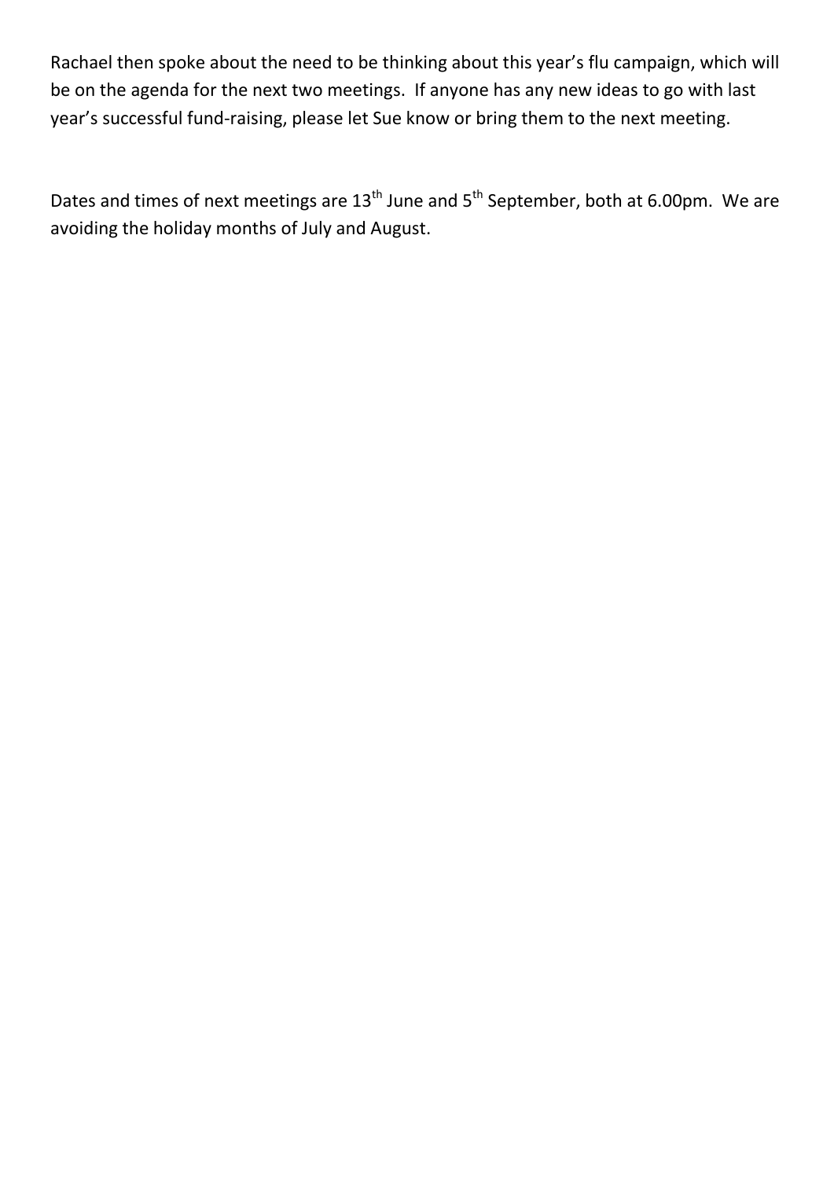Rachael then spoke about the need to be thinking about this year's flu campaign, which will be on the agenda for the next two meetings. If anyone has any new ideas to go with last year's successful fund-raising, please let Sue know or bring them to the next meeting.

Dates and times of next meetings are 13th June and 5th September, both at 6.00pm. We are avoiding the holiday months of July and August.